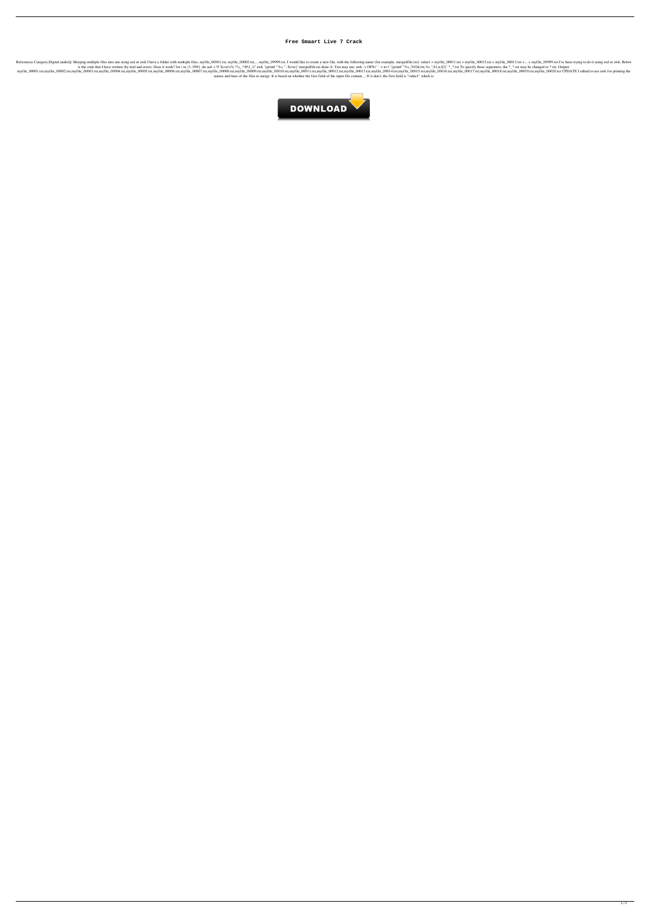# Free Smaart Live 7 Crack

References Category:Digital audioQ: Merging multiple files into one using sed or awk I have a folder with multiple files, myfile_00001.txt, myfile_00002.txt,... myfile_09999.txt. I would like to create a new file, with the following name (for example, mergedfile.txt): value1 = myfile_00011.txt + myfile_00012.txt + myfile_00013.txt +... + myfile_09999.txt I've been trying to do it using sed or awk. Below is the code that I have written (by trial and error). Does it work? for i in {1..999} ;do sed -i '0' $i.txt\/\(.*\)_.*\/\1_1/' awk '{printf "%s, ", $i.txt}' mergedfile.txt done A: You may use: awk -v OFS=' ' -v n=1 '{printf "%s_%02d.txt, %s ",$1,n,$2}' *_*.txt To specify these separators, the *_*.txt may be changed to *.txt. Output: myfile_00001.txt,myfile_00002.txt,myfile_00003.txt,myfile_00004.txt,myfile_00005.txt,myfile_00006.txt,myfile_00007.txt,myfile_00008.txt,myfile_00009.txt,myfile_00010.txt,myfile_00011.txt,myfile_00012.txt,myfile_00013.txt,myfile_00014.txt,myfile_00015.txt,myfile_00016.txt,myfile_00017.txt,myfile_00018.txt,myfile_00019.txt,myfile_00020.txt UPDATE I edited to use awk for printing the names and lines of the files to merge. It is based on whether the first field of the input file contain _. If it don't, the first field is "value1" which is

DOWNLOAD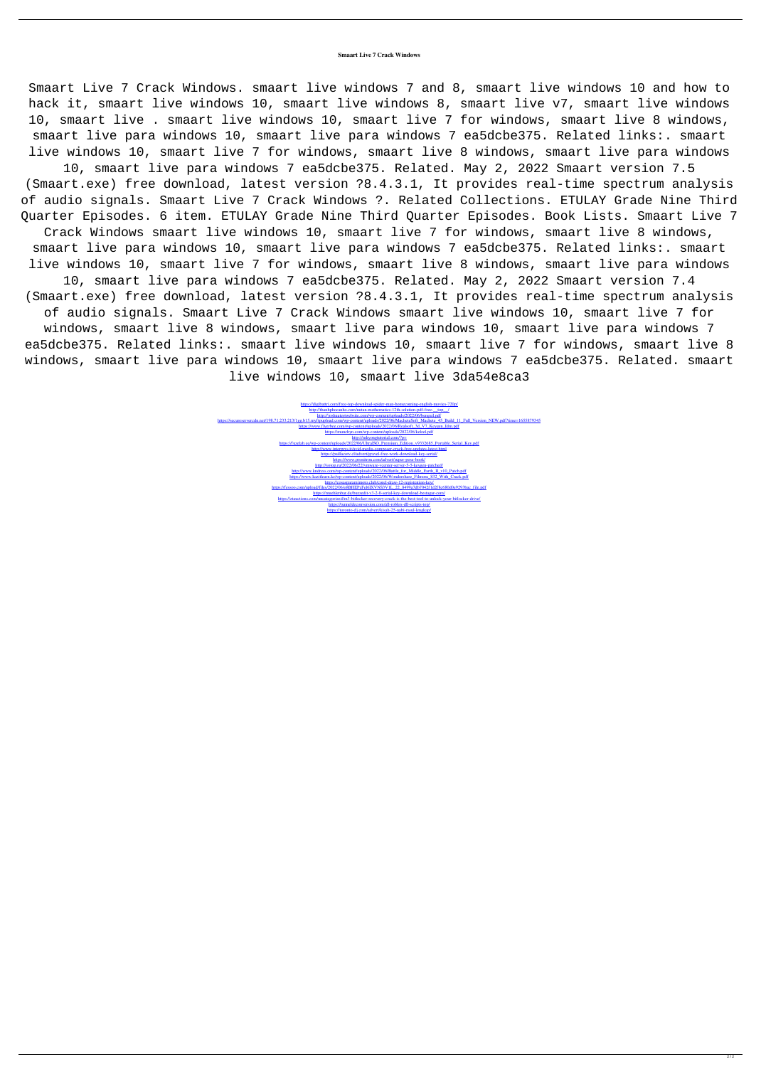**Smaart Live 7 Crack Windows**

Smaart Live 7 Crack Windows. smaart live windows 7 and 8, smaart live windows 10 and how to hack it, smaart live windows 10, smaart live windows 8, smaart live v7, smaart live windows 10, smaart live . smaart live windows 10, smaart live 7 for windows, smaart live 8 windows, smaart live para windows 10, smaart live para windows 7 ea5dcbe375. Related links:. smaart live windows 10, smaart live 7 for windows, smaart live 8 windows, smaart live para windows 10, smaart live para windows 7 ea5dcbe375. Related. May 2, 2022 Smaart version 7.5 (Smaart.exe) free download, latest version ?8.4.3.1, It provides real-time spectrum analysis of audio signals. Smaart Live 7 Crack Windows ?. Related Collections. ETULAY Grade Nine Third Quarter Episodes. 6 item. ETULAY Grade Nine Third Quarter Episodes. Book Lists. Smaart Live 7 Crack Windows smaart live windows 10, smaart live 7 for windows, smaart live 8 windows, smaart live para windows 10, smaart live para windows 7 ea5dcbe375. Related links:. smaart live windows 10, smaart live 7 for windows, smaart live 8 windows, smaart live para windows 10, smaart live para windows 7 ea5dcbe375. Related. May 2, 2022 Smaart version 7.4 (Smaart.exe) free download, latest version ?8.4.3.1, It provides real-time spectrum analysis of audio signals. Smaart Live 7 Crack Windows smaart live windows 10, smaart live 7 for windows, smaart live 8 windows, smaart live para windows 10, smaart live para windows 7 ea5dcbe375. Related links:. smaart live windows 10, smaart live 7 for windows, smaart live 8 windows, smaart live para windows 10, smaart live para windows 7 ea5dcbe375. Related. smaart live windows 10, smaart live 3da54e8ca3

https://digibattri.com/free-top-download-spider-man-homecoming-english-movies-720p/
http://thanhphocanho.com/nutan-mathematics-12th-solution-pdf-free-__top__/
http://xn--80aab1bep0b6a.online/wp-content/uploads/2022/06/benegal.pdf
https://secureservercdn.net/198.71.233.213/1gg.b15.myftpupload.com/wp-content/uploads/2022/06/MachetaSoft_Machete_45_Build_11_Full_Version_NEW.pdf?time=1655879545
https://www.fiserbee.com/wp-content/uploads/2022/06/Realsoft_3d_V7_Keygen_Idm.pdf
https://mundtsoo.com/wp-content/uploads/2022/06/kebel.pdf
http://mkyongtutorial.com/?p=
https://fuzelab.eu/wp-content/uploads/2022/06/UltraISO_Premium_Edition_v9332685_Portable_Serial_Key.pdf
https://www.interprys.it/avid-media-composer-crack-free-updates-latest.html
https://pnilacorv.cl/advert/gravel-free-work-download-key-serial/
https://www.promorsn.com/advert/super-pose-book/
http://xstop.eu/2022/06/22/vmware-vcenter-server-5-5-keygen-patched/
http://www.kndress.com/wp-content/uploads/2022/06/Battle_for_Middle_Earth_II_v10_Patch.pdf
https://www.kazitilearn.in/wp-content/uploads/2022/06/Wondershare_Filmora_832_With_Crack.pdf
https://rexsomarumimoto.club/corel-draw-12-registration-key/
https://fosoo.com/upload/files/2022/06/oMBHIPzFu6lXVNS3VIL_22_8499a7db7042f1d2f8e680d0e929f8ae_file.pdf
https://muehlenbar.de/buzzedit-v1-2-0-serial-key-download-bestagar-com/
https://ziauctions.com/uncategorized/m3-bitlocker-recovery-crack-is-the-best-tool-to-unlock-your-bitlocker-drive/
https://tunnelconversion.com/all-roblox-dll-scripts-top/
https://toronto-dj.com/advert/kisah-25-nabi-rasul-lengkap/